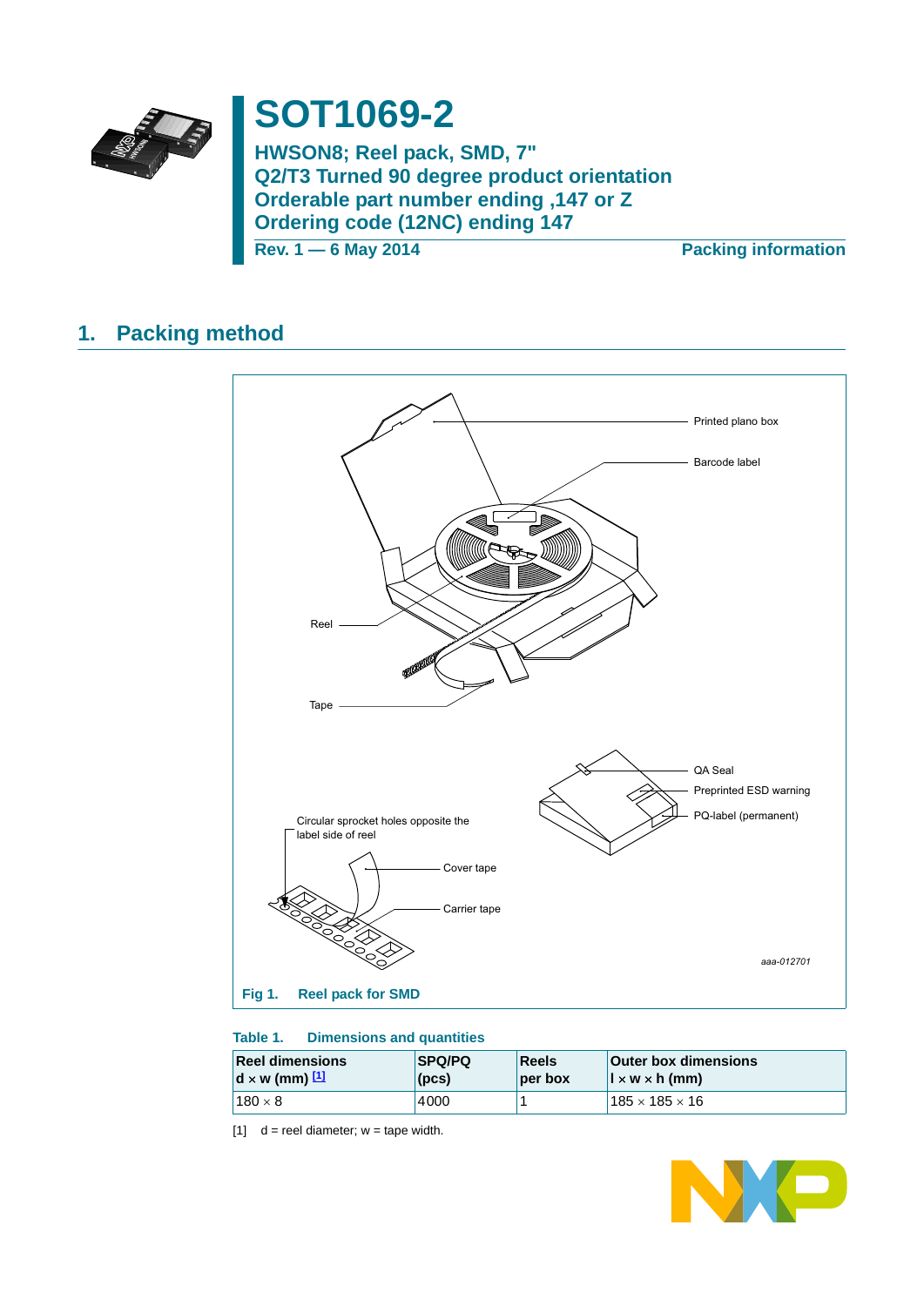# SOT1069-2

## HWSON8; Reel pack, SMD, 7"
## Q2/T3 Turned 90 degree product orientation
## Orderable part number ending ,147 or Z
## Ordering code (12NC) ending 147

Rev. 1 — 6 May 2014

Packing information

## 1. Packing method

Printed plano box

Barcode label

Reel

Tape

QA Seal

Preprinted ESD warning

PQ-label (permanent)

Circular sprocket holes opposite the label side of reel

Cover tape

Carrier tape

aaa-012701

Fig 1. Reel pack for SMD

Table 1. Dimensions and quantities

| Reel dimensions d × w (mm) [1] | SPQ/PQ (pcs) | Reels per box | Outer box dimensions l × w × h (mm) |
|---|---|---|---|
| 180 × 8 | 4000 | 1 | 185 × 185 × 16 |

[1] d = reel diameter; w = tape width.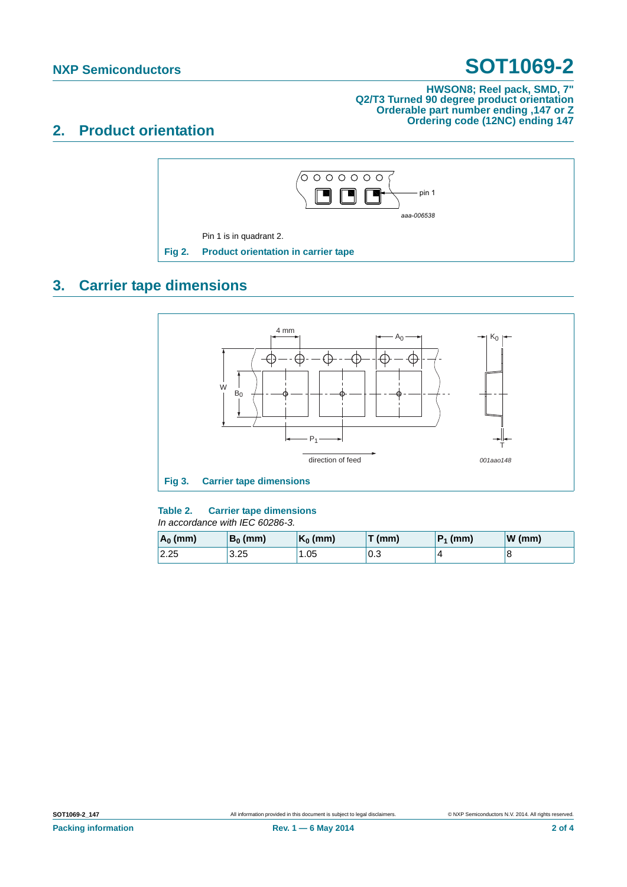## 2. Product orientation

pin 1

aaa-006538

Pin 1 is in quadrant 2.

**Fig 2. Product orientation in carrier tape**

## 3. Carrier tape dimensions

4 mm

$A_0$

$K_0$

W

$B_0$

$P_1$

T

direction of feed

001aao148

**Fig 3. Carrier tape dimensions**

**Table 2. Carrier tape dimensions**

*In accordance with IEC 60286-3.*

| $A_0$ (mm) | $B_0$ (mm) | $K_0$ (mm) | T (mm) | $P_1$ (mm) | W (mm) |
|---|---|---|---|---|---|
| 2.25 | 3.25 | 1.05 | 0.3 | 4 | 8 |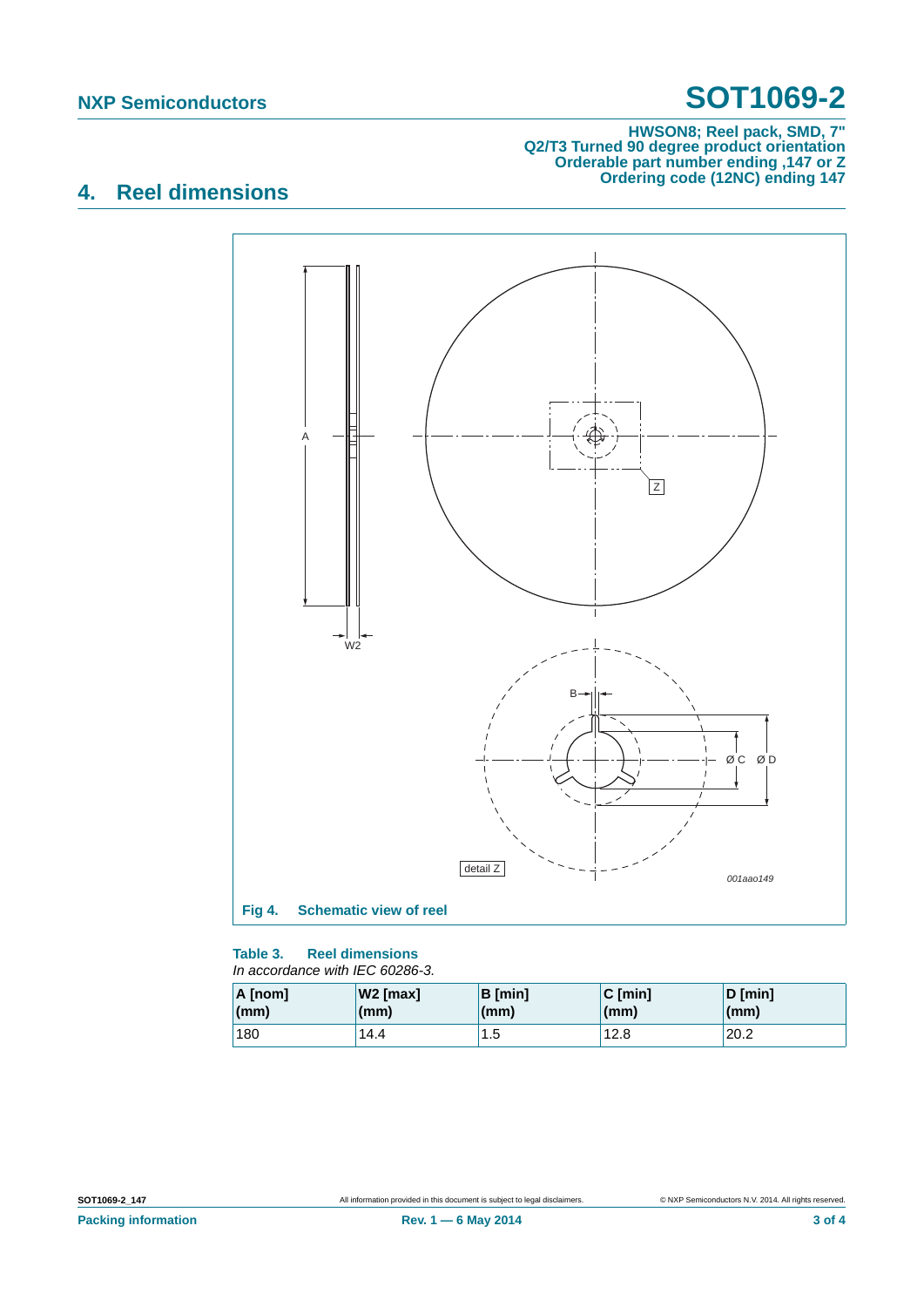## 4. Reel dimensions

A

W2

Z

B

Ø C

Ø D

detail Z

001aao149

**Fig 4. Schematic view of reel**

**Table 3. Reel dimensions**

*In accordance with IEC 60286-3.*

| A [nom] (mm) | W2 [max] (mm) | B [min] (mm) | C [min] (mm) | D [min] (mm) |
|---|---|---|---|---|
| 180 | 14.4 | 1.5 | 12.8 | 20.2 |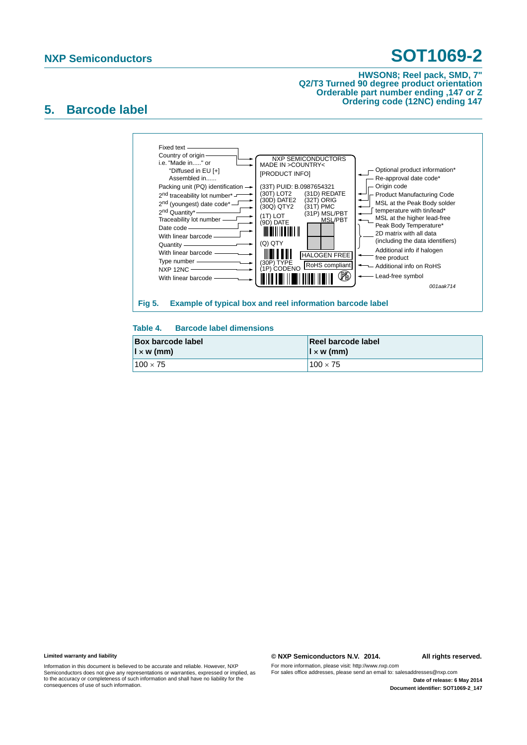## 5. Barcode label

Fixed text

Country of origin i.e. "Made in....." or "Diffused in EU [+] Assembled in......

Packing unit (PQ) identification

2nd traceability lot number*

2nd (youngest) date code*

2nd Quantity*

Traceability lot number

Date code

With linear barcode

Quantity

With linear barcode

Type number

NXP 12NC

With linear barcode

NXP SEMICONDUCTORS
MADE IN >COUNTRY<
[PRODUCT INFO]
(33T) PUID: B.0987654321
(30T) LOT2
(30D) DATE2
(30Q) QTY2
(1T) LOT
(9D) DATE
(Q) QTY
(30P) TYPE
(1P) CODENO
(31D) REDATE
(32T) ORIG
(31T) PMC
(31P) MSL/PBT
MSL/PBT
HALOGEN FREE
RoHS compliant

Optional product information*

Re-approval date code*

Origin code

Product Manufacturing Code

MSL at the Peak Body solder temperature with tin/lead*

MSL at the higher lead-free Peak Body Temperature*

2D matrix with all data (including the data identifiers)

Additional info if halogen free product

Additional info on RoHS

Lead-free symbol

001aak714

**Fig 5. Example of typical box and reel information barcode label**

**Table 4. Barcode label dimensions**

| Box barcode label l × w (mm) | Reel barcode label l × w (mm) |
|---|---|
| 100 × 75 | 100 × 75 |